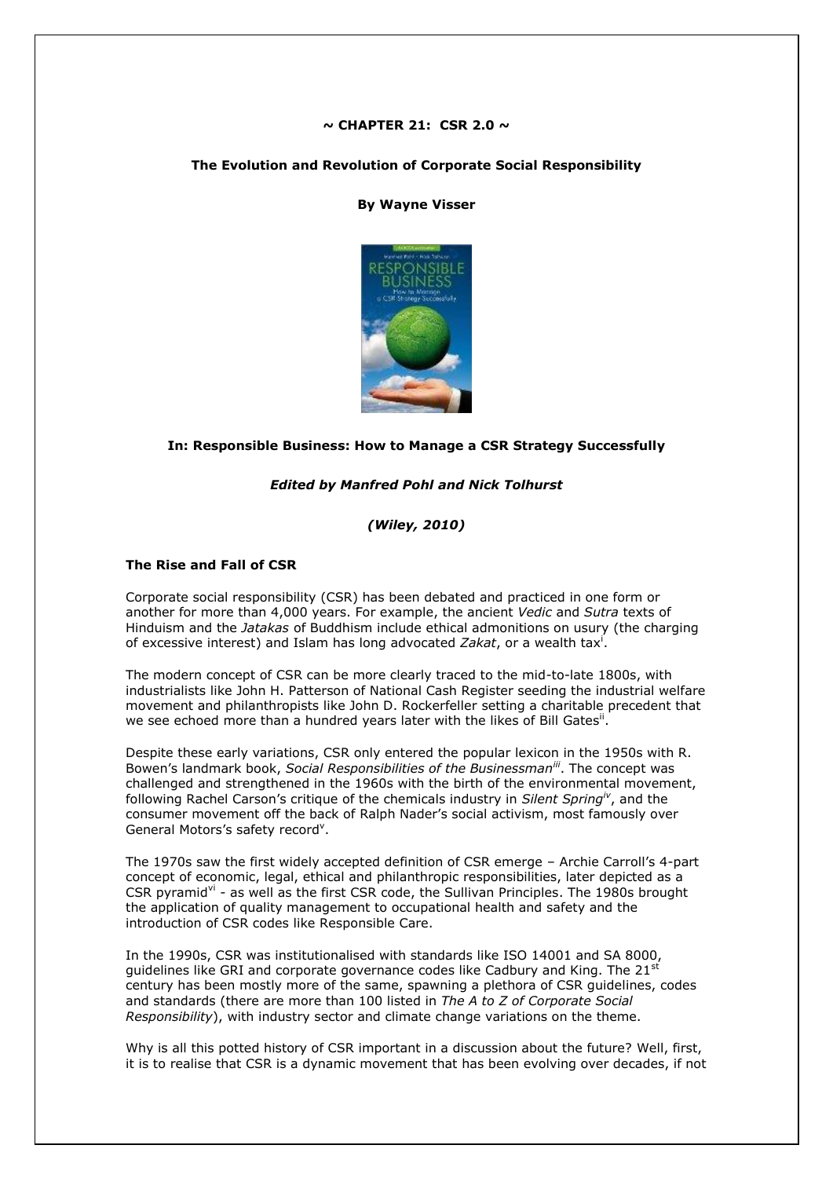**~ CHAPTER 21: CSR 2.0 ~**

**The Evolution and Revolution of Corporate Social Responsibility**

**By Wayne Visser**

**In: Responsible Business: How to Manage a CSR Strategy Successfully**

***Edited by Manfred Pohl and Nick Tolhurst***

***(Wiley, 2010)***

**The Rise and Fall of CSR**

Corporate social responsibility (CSR) has been debated and practiced in one form or another for more than 4,000 years. For example, the ancient *Vedic* and *Sutra* texts of Hinduism and the *Jatakas* of Buddhism include ethical admonitions on usury (the charging of excessive interest) and Islam has long advocated *Zakat*, or a wealth tax[i].

The modern concept of CSR can be more clearly traced to the mid-to-late 1800s, with industrialists like John H. Patterson of National Cash Register seeding the industrial welfare movement and philanthropists like John D. Rockerfeller setting a charitable precedent that we see echoed more than a hundred years later with the likes of Bill Gates[ii].

Despite these early variations, CSR only entered the popular lexicon in the 1950s with R. Bowen's landmark book, *Social Responsibilities of the Businessman[iii]*. The concept was challenged and strengthened in the 1960s with the birth of the environmental movement, following Rachel Carson's critique of the chemicals industry in *Silent Spring[iv]*, and the consumer movement off the back of Ralph Nader's social activism, most famously over General Motors's safety record[v].

The 1970s saw the first widely accepted definition of CSR emerge – Archie Carroll's 4-part concept of economic, legal, ethical and philanthropic responsibilities, later depicted as a CSR pyramid[vi] - as well as the first CSR code, the Sullivan Principles. The 1980s brought the application of quality management to occupational health and safety and the introduction of CSR codes like Responsible Care.

In the 1990s, CSR was institutionalised with standards like ISO 14001 and SA 8000, guidelines like GRI and corporate governance codes like Cadbury and King. The 21st century has been mostly more of the same, spawning a plethora of CSR guidelines, codes and standards (there are more than 100 listed in *The A to Z of Corporate Social Responsibility*), with industry sector and climate change variations on the theme.

Why is all this potted history of CSR important in a discussion about the future? Well, first, it is to realise that CSR is a dynamic movement that has been evolving over decades, if not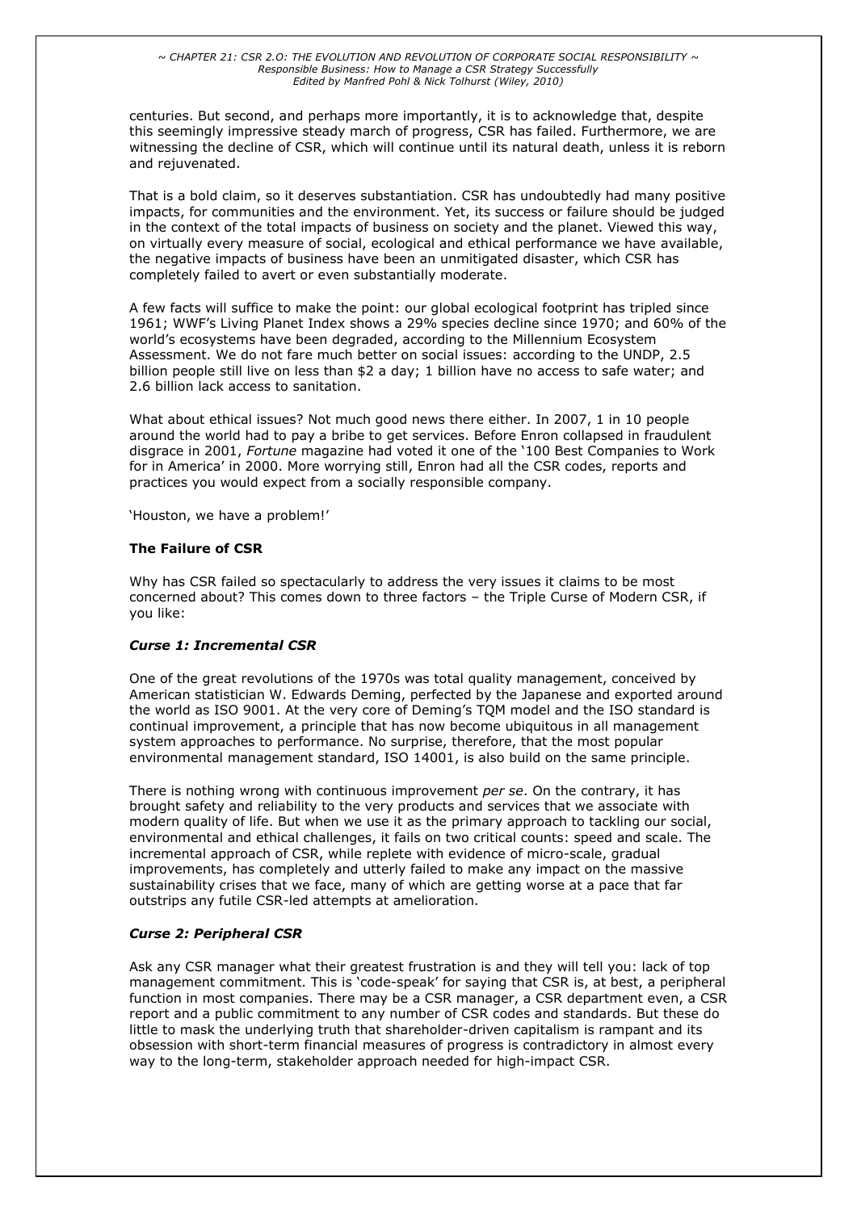centuries. But second, and perhaps more importantly, it is to acknowledge that, despite this seemingly impressive steady march of progress, CSR has failed. Furthermore, we are witnessing the decline of CSR, which will continue until its natural death, unless it is reborn and rejuvenated.

That is a bold claim, so it deserves substantiation. CSR has undoubtedly had many positive impacts, for communities and the environment. Yet, its success or failure should be judged in the context of the total impacts of business on society and the planet. Viewed this way, on virtually every measure of social, ecological and ethical performance we have available, the negative impacts of business have been an unmitigated disaster, which CSR has completely failed to avert or even substantially moderate.

A few facts will suffice to make the point: our global ecological footprint has tripled since 1961; WWF's Living Planet Index shows a 29% species decline since 1970; and 60% of the world's ecosystems have been degraded, according to the Millennium Ecosystem Assessment. We do not fare much better on social issues: according to the UNDP, 2.5 billion people still live on less than $2 a day; 1 billion have no access to safe water; and 2.6 billion lack access to sanitation.

What about ethical issues? Not much good news there either. In 2007, 1 in 10 people around the world had to pay a bribe to get services. Before Enron collapsed in fraudulent disgrace in 2001, *Fortune* magazine had voted it one of the '100 Best Companies to Work for in America' in 2000. More worrying still, Enron had all the CSR codes, reports and practices you would expect from a socially responsible company.

'Houston, we have a problem!'

## The Failure of CSR

Why has CSR failed so spectacularly to address the very issues it claims to be most concerned about? This comes down to three factors – the Triple Curse of Modern CSR, if you like:

### *Curse 1: Incremental CSR*

One of the great revolutions of the 1970s was total quality management, conceived by American statistician W. Edwards Deming, perfected by the Japanese and exported around the world as ISO 9001. At the very core of Deming's TQM model and the ISO standard is continual improvement, a principle that has now become ubiquitous in all management system approaches to performance. No surprise, therefore, that the most popular environmental management standard, ISO 14001, is also build on the same principle.

There is nothing wrong with continuous improvement *per se*. On the contrary, it has brought safety and reliability to the very products and services that we associate with modern quality of life. But when we use it as the primary approach to tackling our social, environmental and ethical challenges, it fails on two critical counts: speed and scale. The incremental approach of CSR, while replete with evidence of micro-scale, gradual improvements, has completely and utterly failed to make any impact on the massive sustainability crises that we face, many of which are getting worse at a pace that far outstrips any futile CSR-led attempts at amelioration.

### *Curse 2: Peripheral CSR*

Ask any CSR manager what their greatest frustration is and they will tell you: lack of top management commitment. This is 'code-speak' for saying that CSR is, at best, a peripheral function in most companies. There may be a CSR manager, a CSR department even, a CSR report and a public commitment to any number of CSR codes and standards. But these do little to mask the underlying truth that shareholder-driven capitalism is rampant and its obsession with short-term financial measures of progress is contradictory in almost every way to the long-term, stakeholder approach needed for high-impact CSR.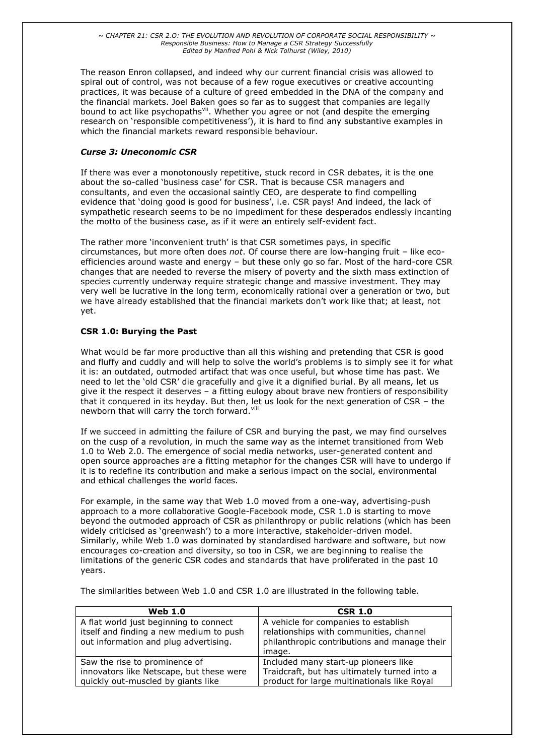The reason Enron collapsed, and indeed why our current financial crisis was allowed to spiral out of control, was not because of a few rogue executives or creative accounting practices, it was because of a culture of greed embedded in the DNA of the company and the financial markets. Joel Baken goes so far as to suggest that companies are legally bound to act like psychopaths[vii]. Whether you agree or not (and despite the emerging research on 'responsible competitiveness'), it is hard to find any substantive examples in which the financial markets reward responsible behaviour.

### *Curse 3: Uneconomic CSR*

If there was ever a monotonously repetitive, stuck record in CSR debates, it is the one about the so-called 'business case' for CSR. That is because CSR managers and consultants, and even the occasional saintly CEO, are desperate to find compelling evidence that 'doing good is good for business', i.e. CSR pays! And indeed, the lack of sympathetic research seems to be no impediment for these desperados endlessly incanting the motto of the business case, as if it were an entirely self-evident fact.

The rather more 'inconvenient truth' is that CSR sometimes pays, in specific circumstances, but more often does *not*. Of course there are low-hanging fruit – like eco-efficiencies around waste and energy – but these only go so far. Most of the hard-core CSR changes that are needed to reverse the misery of poverty and the sixth mass extinction of species currently underway require strategic change and massive investment. They may very well be lucrative in the long term, economically rational over a generation or two, but we have already established that the financial markets don't work like that; at least, not yet.

## CSR 1.0: Burying the Past

What would be far more productive than all this wishing and pretending that CSR is good and fluffy and cuddly and will help to solve the world's problems is to simply see it for what it is: an outdated, outmoded artifact that was once useful, but whose time has past. We need to let the 'old CSR' die gracefully and give it a dignified burial. By all means, let us give it the respect it deserves – a fitting eulogy about brave new frontiers of responsibility that it conquered in its heyday. But then, let us look for the next generation of CSR – the newborn that will carry the torch forward.[viii]

If we succeed in admitting the failure of CSR and burying the past, we may find ourselves on the cusp of a revolution, in much the same way as the internet transitioned from Web 1.0 to Web 2.0. The emergence of social media networks, user-generated content and open source approaches are a fitting metaphor for the changes CSR will have to undergo if it is to redefine its contribution and make a serious impact on the social, environmental and ethical challenges the world faces.

For example, in the same way that Web 1.0 moved from a one-way, advertising-push approach to a more collaborative Google-Facebook mode, CSR 1.0 is starting to move beyond the outmoded approach of CSR as philanthropy or public relations (which has been widely criticised as 'greenwash') to a more interactive, stakeholder-driven model. Similarly, while Web 1.0 was dominated by standardised hardware and software, but now encourages co-creation and diversity, so too in CSR, we are beginning to realise the limitations of the generic CSR codes and standards that have proliferated in the past 10 years.

The similarities between Web 1.0 and CSR 1.0 are illustrated in the following table.

| Web 1.0 | CSR 1.0 |
|---|---|
| A flat world just beginning to connect itself and finding a new medium to push out information and plug advertising. | A vehicle for companies to establish relationships with communities, channel philanthropic contributions and manage their image. |
| Saw the rise to prominence of innovators like Netscape, but these were quickly out-muscled by giants like | Included many start-up pioneers like Traidcraft, but has ultimately turned into a product for large multinationals like Royal |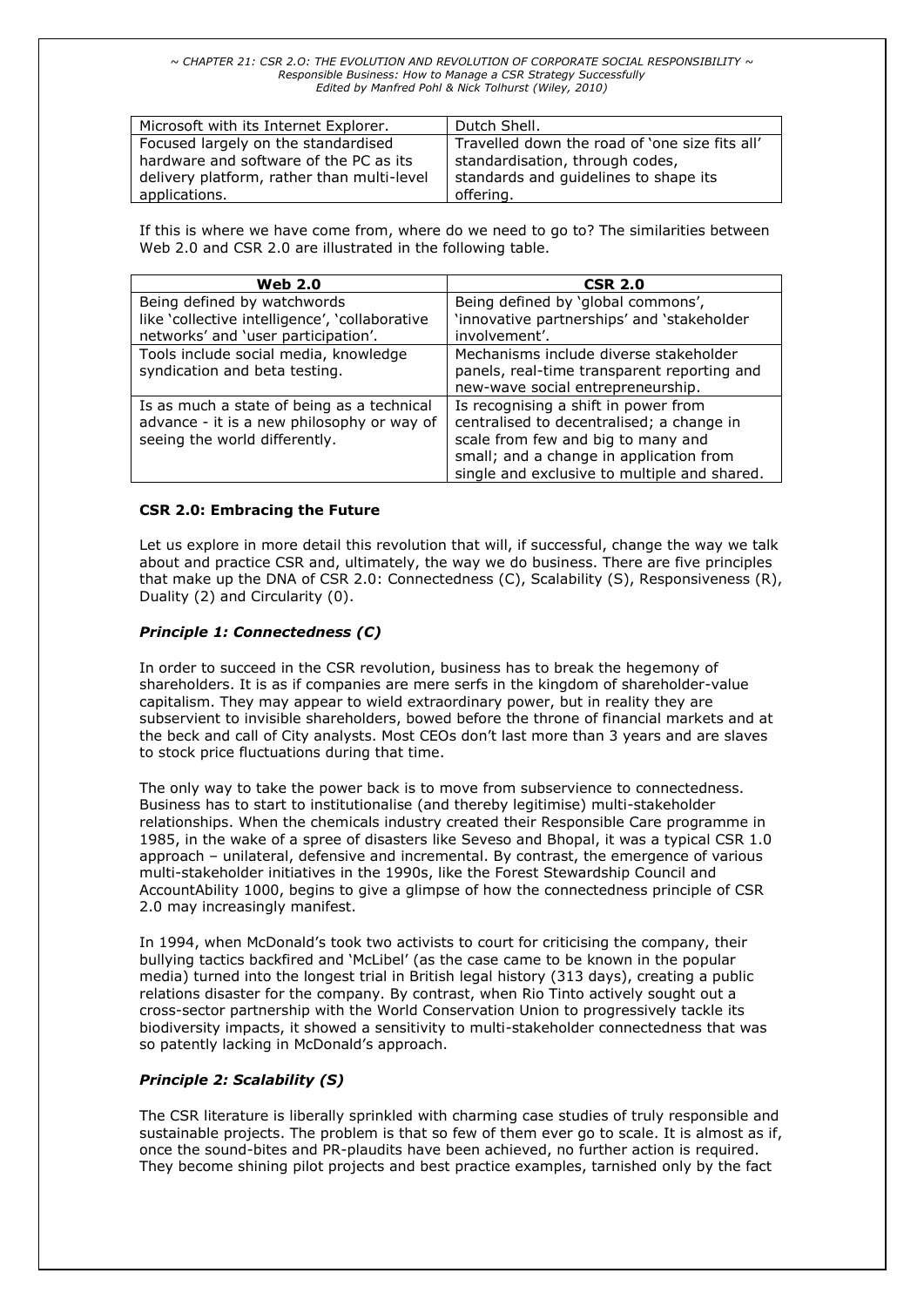| Microsoft with its Internet Explorer. | Dutch Shell. |
|---|---|
| Focused largely on the standardised hardware and software of the PC as its delivery platform, rather than multi-level applications. | Travelled down the road of 'one size fits all' standardisation, through codes, standards and guidelines to shape its offering. |

If this is where we have come from, where do we need to go to? The similarities between Web 2.0 and CSR 2.0 are illustrated in the following table.

| Web 2.0 | CSR 2.0 |
|---|---|
| Being defined by watchwords like 'collective intelligence', 'collaborative networks' and 'user participation'. | Being defined by 'global commons', 'innovative partnerships' and 'stakeholder involvement'. |
| Tools include social media, knowledge syndication and beta testing. | Mechanisms include diverse stakeholder panels, real-time transparent reporting and new-wave social entrepreneurship. |
| Is as much a state of being as a technical advance - it is a new philosophy or way of seeing the world differently. | Is recognising a shift in power from centralised to decentralised; a change in scale from few and big to many and small; and a change in application from single and exclusive to multiple and shared. |

## CSR 2.0: Embracing the Future

Let us explore in more detail this revolution that will, if successful, change the way we talk about and practice CSR and, ultimately, the way we do business. There are five principles that make up the DNA of CSR 2.0: Connectedness (C), Scalability (S), Responsiveness (R), Duality (2) and Circularity (0).

### *Principle 1: Connectedness (C)*

In order to succeed in the CSR revolution, business has to break the hegemony of shareholders. It is as if companies are mere serfs in the kingdom of shareholder-value capitalism. They may appear to wield extraordinary power, but in reality they are subservient to invisible shareholders, bowed before the throne of financial markets and at the beck and call of City analysts. Most CEOs don't last more than 3 years and are slaves to stock price fluctuations during that time.

The only way to take the power back is to move from subservience to connectedness. Business has to start to institutionalise (and thereby legitimise) multi-stakeholder relationships. When the chemicals industry created their Responsible Care programme in 1985, in the wake of a spree of disasters like Seveso and Bhopal, it was a typical CSR 1.0 approach – unilateral, defensive and incremental. By contrast, the emergence of various multi-stakeholder initiatives in the 1990s, like the Forest Stewardship Council and AccountAbility 1000, begins to give a glimpse of how the connectedness principle of CSR 2.0 may increasingly manifest.

In 1994, when McDonald's took two activists to court for criticising the company, their bullying tactics backfired and 'McLibel' (as the case came to be known in the popular media) turned into the longest trial in British legal history (313 days), creating a public relations disaster for the company. By contrast, when Rio Tinto actively sought out a cross-sector partnership with the World Conservation Union to progressively tackle its biodiversity impacts, it showed a sensitivity to multi-stakeholder connectedness that was so patently lacking in McDonald's approach.

### *Principle 2: Scalability (S)*

The CSR literature is liberally sprinkled with charming case studies of truly responsible and sustainable projects. The problem is that so few of them ever go to scale. It is almost as if, once the sound-bites and PR-plaudits have been achieved, no further action is required. They become shining pilot projects and best practice examples, tarnished only by the fact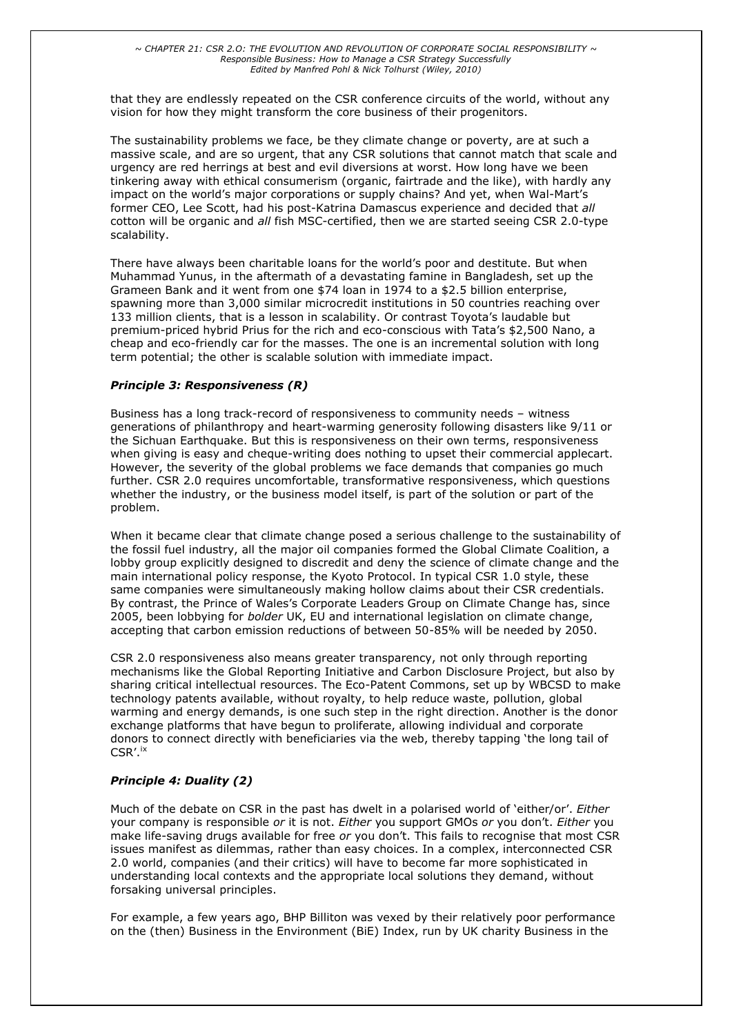that they are endlessly repeated on the CSR conference circuits of the world, without any vision for how they might transform the core business of their progenitors.

The sustainability problems we face, be they climate change or poverty, are at such a massive scale, and are so urgent, that any CSR solutions that cannot match that scale and urgency are red herrings at best and evil diversions at worst. How long have we been tinkering away with ethical consumerism (organic, fairtrade and the like), with hardly any impact on the world's major corporations or supply chains? And yet, when Wal-Mart's former CEO, Lee Scott, had his post-Katrina Damascus experience and decided that *all* cotton will be organic and *all* fish MSC-certified, then we are started seeing CSR 2.0-type scalability.

There have always been charitable loans for the world's poor and destitute. But when Muhammad Yunus, in the aftermath of a devastating famine in Bangladesh, set up the Grameen Bank and it went from one $74 loan in 1974 to a $2.5 billion enterprise, spawning more than 3,000 similar microcredit institutions in 50 countries reaching over 133 million clients, that is a lesson in scalability. Or contrast Toyota's laudable but premium-priced hybrid Prius for the rich and eco-conscious with Tata's $2,500 Nano, a cheap and eco-friendly car for the masses. The one is an incremental solution with long term potential; the other is scalable solution with immediate impact.

### *Principle 3: Responsiveness (R)*

Business has a long track-record of responsiveness to community needs – witness generations of philanthropy and heart-warming generosity following disasters like 9/11 or the Sichuan Earthquake. But this is responsiveness on their own terms, responsiveness when giving is easy and cheque-writing does nothing to upset their commercial applecart. However, the severity of the global problems we face demands that companies go much further. CSR 2.0 requires uncomfortable, transformative responsiveness, which questions whether the industry, or the business model itself, is part of the solution or part of the problem.

When it became clear that climate change posed a serious challenge to the sustainability of the fossil fuel industry, all the major oil companies formed the Global Climate Coalition, a lobby group explicitly designed to discredit and deny the science of climate change and the main international policy response, the Kyoto Protocol. In typical CSR 1.0 style, these same companies were simultaneously making hollow claims about their CSR credentials. By contrast, the Prince of Wales's Corporate Leaders Group on Climate Change has, since 2005, been lobbying for *bolder* UK, EU and international legislation on climate change, accepting that carbon emission reductions of between 50-85% will be needed by 2050.

CSR 2.0 responsiveness also means greater transparency, not only through reporting mechanisms like the Global Reporting Initiative and Carbon Disclosure Project, but also by sharing critical intellectual resources. The Eco-Patent Commons, set up by WBCSD to make technology patents available, without royalty, to help reduce waste, pollution, global warming and energy demands, is one such step in the right direction. Another is the donor exchange platforms that have begun to proliferate, allowing individual and corporate donors to connect directly with beneficiaries via the web, thereby tapping 'the long tail of CSR'.[ix]

### *Principle 4: Duality (2)*

Much of the debate on CSR in the past has dwelt in a polarised world of 'either/or'. *Either* your company is responsible *or* it is not. *Either* you support GMOs *or* you don't. *Either* you make life-saving drugs available for free *or* you don't. This fails to recognise that most CSR issues manifest as dilemmas, rather than easy choices. In a complex, interconnected CSR 2.0 world, companies (and their critics) will have to become far more sophisticated in understanding local contexts and the appropriate local solutions they demand, without forsaking universal principles.

For example, a few years ago, BHP Billiton was vexed by their relatively poor performance on the (then) Business in the Environment (BiE) Index, run by UK charity Business in the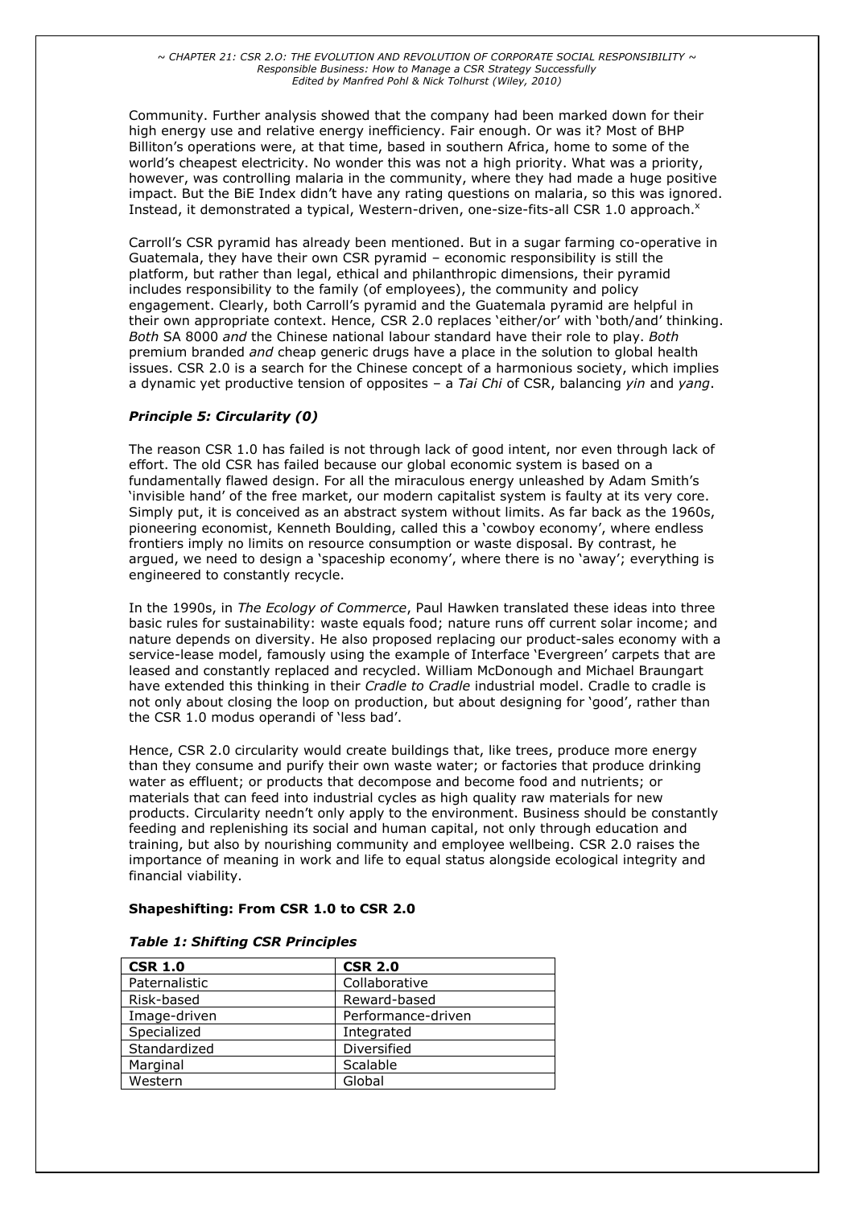Community. Further analysis showed that the company had been marked down for their high energy use and relative energy inefficiency. Fair enough. Or was it? Most of BHP Billiton's operations were, at that time, based in southern Africa, home to some of the world's cheapest electricity. No wonder this was not a high priority. What was a priority, however, was controlling malaria in the community, where they had made a huge positive impact. But the BiE Index didn't have any rating questions on malaria, so this was ignored. Instead, it demonstrated a typical, Western-driven, one-size-fits-all CSR 1.0 approach.[x]

Carroll's CSR pyramid has already been mentioned. But in a sugar farming co-operative in Guatemala, they have their own CSR pyramid – economic responsibility is still the platform, but rather than legal, ethical and philanthropic dimensions, their pyramid includes responsibility to the family (of employees), the community and policy engagement. Clearly, both Carroll's pyramid and the Guatemala pyramid are helpful in their own appropriate context. Hence, CSR 2.0 replaces 'either/or' with 'both/and' thinking. *Both* SA 8000 *and* the Chinese national labour standard have their role to play. *Both* premium branded *and* cheap generic drugs have a place in the solution to global health issues. CSR 2.0 is a search for the Chinese concept of a harmonious society, which implies a dynamic yet productive tension of opposites – a *Tai Chi* of CSR, balancing *yin* and *yang*.

### ***Principle 5: Circularity (0)***

The reason CSR 1.0 has failed is not through lack of good intent, nor even through lack of effort. The old CSR has failed because our global economic system is based on a fundamentally flawed design. For all the miraculous energy unleashed by Adam Smith's 'invisible hand' of the free market, our modern capitalist system is faulty at its very core. Simply put, it is conceived as an abstract system without limits. As far back as the 1960s, pioneering economist, Kenneth Boulding, called this a 'cowboy economy', where endless frontiers imply no limits on resource consumption or waste disposal. By contrast, he argued, we need to design a 'spaceship economy', where there is no 'away'; everything is engineered to constantly recycle.

In the 1990s, in *The Ecology of Commerce*, Paul Hawken translated these ideas into three basic rules for sustainability: waste equals food; nature runs off current solar income; and nature depends on diversity. He also proposed replacing our product-sales economy with a service-lease model, famously using the example of Interface 'Evergreen' carpets that are leased and constantly replaced and recycled. William McDonough and Michael Braungart have extended this thinking in their *Cradle to Cradle* industrial model. Cradle to cradle is not only about closing the loop on production, but about designing for 'good', rather than the CSR 1.0 modus operandi of 'less bad'.

Hence, CSR 2.0 circularity would create buildings that, like trees, produce more energy than they consume and purify their own waste water; or factories that produce drinking water as effluent; or products that decompose and become food and nutrients; or materials that can feed into industrial cycles as high quality raw materials for new products. Circularity needn't only apply to the environment. Business should be constantly feeding and replenishing its social and human capital, not only through education and training, but also by nourishing community and employee wellbeing. CSR 2.0 raises the importance of meaning in work and life to equal status alongside ecological integrity and financial viability.

## **Shapeshifting: From CSR 1.0 to CSR 2.0**

***Table 1: Shifting CSR Principles***

| **CSR 1.0** | **CSR 2.0** |
| --- | --- |
| Paternalistic | Collaborative |
| Risk-based | Reward-based |
| Image-driven | Performance-driven |
| Specialized | Integrated |
| Standardized | Diversified |
| Marginal | Scalable |
| Western | Global |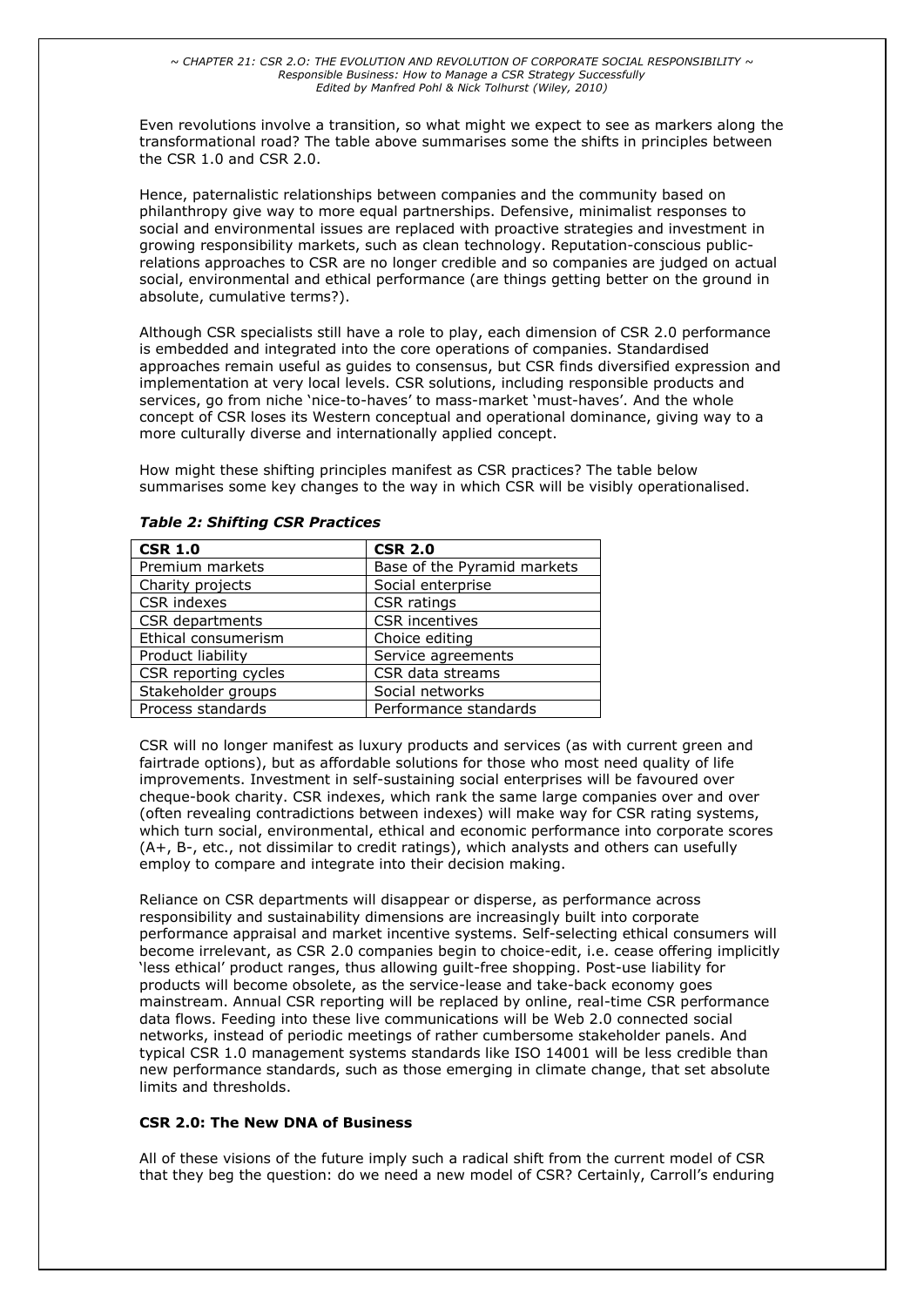Even revolutions involve a transition, so what might we expect to see as markers along the transformational road? The table above summarises some the shifts in principles between the CSR 1.0 and CSR 2.0.

Hence, paternalistic relationships between companies and the community based on philanthropy give way to more equal partnerships. Defensive, minimalist responses to social and environmental issues are replaced with proactive strategies and investment in growing responsibility markets, such as clean technology. Reputation-conscious public-relations approaches to CSR are no longer credible and so companies are judged on actual social, environmental and ethical performance (are things getting better on the ground in absolute, cumulative terms?).

Although CSR specialists still have a role to play, each dimension of CSR 2.0 performance is embedded and integrated into the core operations of companies. Standardised approaches remain useful as guides to consensus, but CSR finds diversified expression and implementation at very local levels. CSR solutions, including responsible products and services, go from niche 'nice-to-haves' to mass-market 'must-haves'. And the whole concept of CSR loses its Western conceptual and operational dominance, giving way to a more culturally diverse and internationally applied concept.

How might these shifting principles manifest as CSR practices? The table below summarises some key changes to the way in which CSR will be visibly operationalised.

***Table 2: Shifting CSR Practices***

| **CSR 1.0** | **CSR 2.0** |
|---|---|
| Premium markets | Base of the Pyramid markets |
| Charity projects | Social enterprise |
| CSR indexes | CSR ratings |
| CSR departments | CSR incentives |
| Ethical consumerism | Choice editing |
| Product liability | Service agreements |
| CSR reporting cycles | CSR data streams |
| Stakeholder groups | Social networks |
| Process standards | Performance standards |

CSR will no longer manifest as luxury products and services (as with current green and fairtrade options), but as affordable solutions for those who most need quality of life improvements. Investment in self-sustaining social enterprises will be favoured over cheque-book charity. CSR indexes, which rank the same large companies over and over (often revealing contradictions between indexes) will make way for CSR rating systems, which turn social, environmental, ethical and economic performance into corporate scores (A+, B-, etc., not dissimilar to credit ratings), which analysts and others can usefully employ to compare and integrate into their decision making.

Reliance on CSR departments will disappear or disperse, as performance across responsibility and sustainability dimensions are increasingly built into corporate performance appraisal and market incentive systems. Self-selecting ethical consumers will become irrelevant, as CSR 2.0 companies begin to choice-edit, i.e. cease offering implicitly 'less ethical' product ranges, thus allowing guilt-free shopping. Post-use liability for products will become obsolete, as the service-lease and take-back economy goes mainstream. Annual CSR reporting will be replaced by online, real-time CSR performance data flows. Feeding into these live communications will be Web 2.0 connected social networks, instead of periodic meetings of rather cumbersome stakeholder panels. And typical CSR 1.0 management systems standards like ISO 14001 will be less credible than new performance standards, such as those emerging in climate change, that set absolute limits and thresholds.

### CSR 2.0: The New DNA of Business

All of these visions of the future imply such a radical shift from the current model of CSR that they beg the question: do we need a new model of CSR? Certainly, Carroll's enduring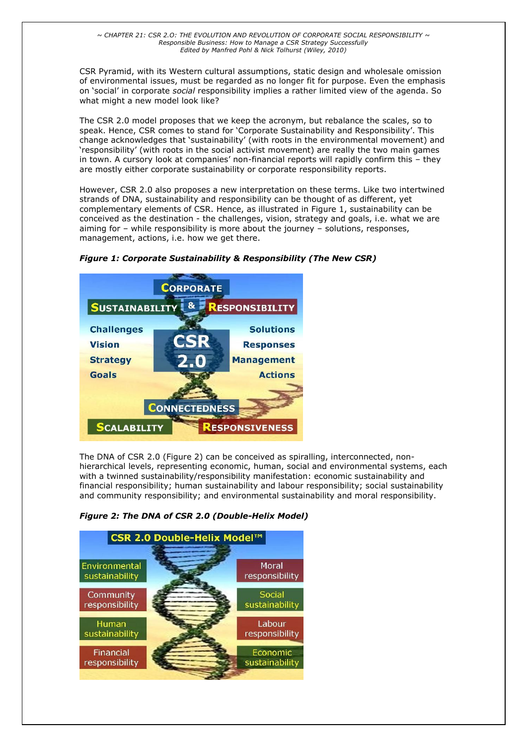CSR Pyramid, with its Western cultural assumptions, static design and wholesale omission of environmental issues, must be regarded as no longer fit for purpose. Even the emphasis on 'social' in corporate *social* responsibility implies a rather limited view of the agenda. So what might a new model look like?

The CSR 2.0 model proposes that we keep the acronym, but rebalance the scales, so to speak. Hence, CSR comes to stand for 'Corporate Sustainability and Responsibility'. This change acknowledges that 'sustainability' (with roots in the environmental movement) and 'responsibility' (with roots in the social activist movement) are really the two main games in town. A cursory look at companies' non-financial reports will rapidly confirm this – they are mostly either corporate sustainability or corporate responsibility reports.

However, CSR 2.0 also proposes a new interpretation on these terms. Like two intertwined strands of DNA, sustainability and responsibility can be thought of as different, yet complementary elements of CSR. Hence, as illustrated in Figure 1, sustainability can be conceived as the destination - the challenges, vision, strategy and goals, i.e. what we are aiming for – while responsibility is more about the journey – solutions, responses, management, actions, i.e. how we get there.

***Figure 1: Corporate Sustainability & Responsibility (The New CSR)***

The DNA of CSR 2.0 (Figure 2) can be conceived as spiralling, interconnected, non-hierarchical levels, representing economic, human, social and environmental systems, each with a twinned sustainability/responsibility manifestation: economic sustainability and financial responsibility; human sustainability and labour responsibility; social sustainability and community responsibility; and environmental sustainability and moral responsibility.

***Figure 2: The DNA of CSR 2.0 (Double-Helix Model)***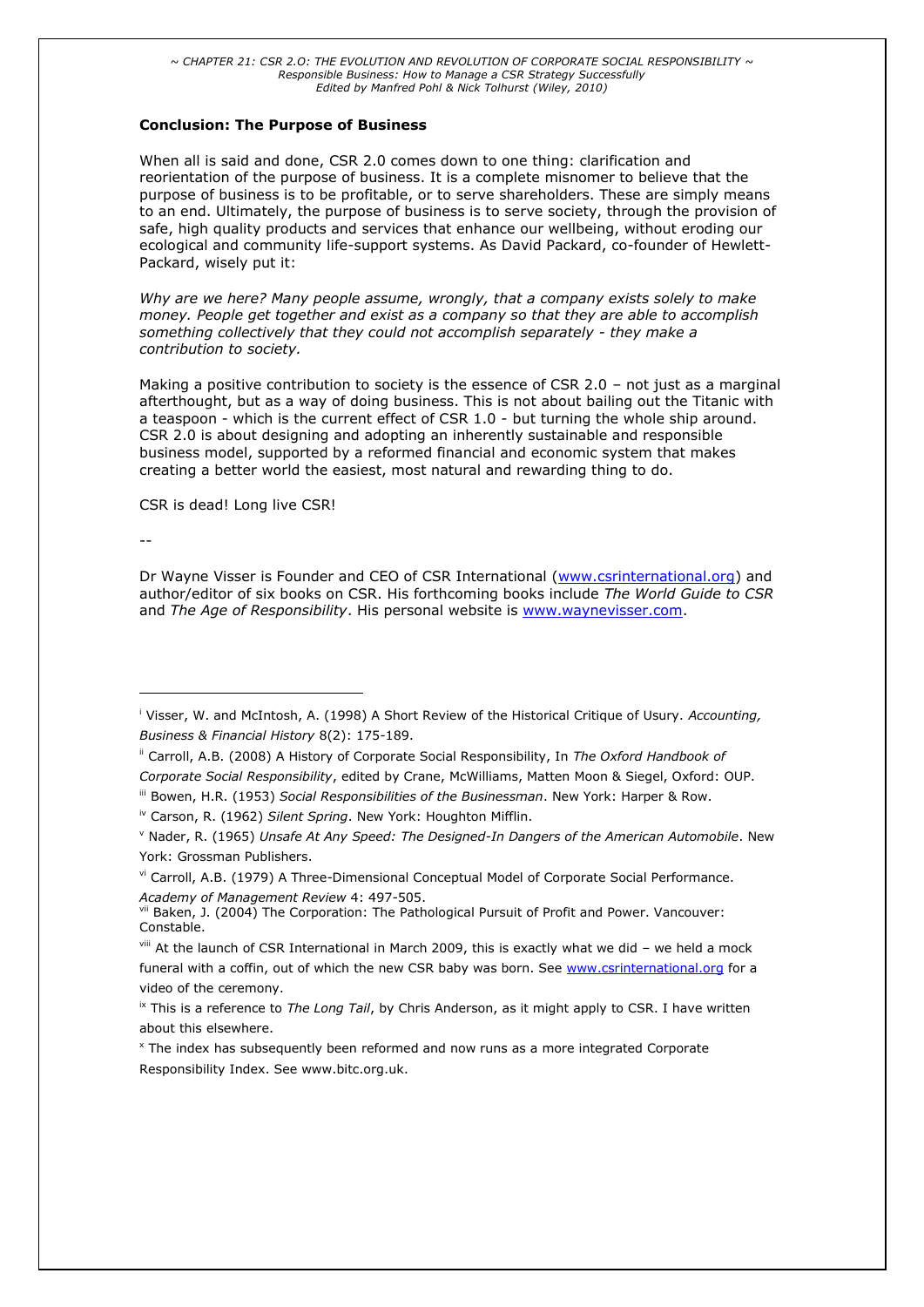**Conclusion: The Purpose of Business**

When all is said and done, CSR 2.0 comes down to one thing: clarification and reorientation of the purpose of business. It is a complete misnomer to believe that the purpose of business is to be profitable, or to serve shareholders. These are simply means to an end. Ultimately, the purpose of business is to serve society, through the provision of safe, high quality products and services that enhance our wellbeing, without eroding our ecological and community life-support systems. As David Packard, co-founder of Hewlett-Packard, wisely put it:

*Why are we here? Many people assume, wrongly, that a company exists solely to make money. People get together and exist as a company so that they are able to accomplish something collectively that they could not accomplish separately - they make a contribution to society.*

Making a positive contribution to society is the essence of CSR 2.0 – not just as a marginal afterthought, but as a way of doing business. This is not about bailing out the Titanic with a teaspoon - which is the current effect of CSR 1.0 - but turning the whole ship around. CSR 2.0 is about designing and adopting an inherently sustainable and responsible business model, supported by a reformed financial and economic system that makes creating a better world the easiest, most natural and rewarding thing to do.

CSR is dead! Long live CSR!

--

Dr Wayne Visser is Founder and CEO of CSR International (www.csrinternational.org) and author/editor of six books on CSR. His forthcoming books include *The World Guide to CSR* and *The Age of Responsibility*. His personal website is www.waynevisser.com.

---

[i] Visser, W. and McIntosh, A. (1998) A Short Review of the Historical Critique of Usury. *Accounting, Business & Financial History* 8(2): 175-189.

[ii] Carroll, A.B. (2008) A History of Corporate Social Responsibility, In *The Oxford Handbook of Corporate Social Responsibility*, edited by Crane, McWilliams, Matten Moon & Siegel, Oxford: OUP.

[iii] Bowen, H.R. (1953) *Social Responsibilities of the Businessman*. New York: Harper & Row.

[iv] Carson, R. (1962) *Silent Spring*. New York: Houghton Mifflin.

[v] Nader, R. (1965) *Unsafe At Any Speed: The Designed-In Dangers of the American Automobile*. New York: Grossman Publishers.

[vi] Carroll, A.B. (1979) A Three-Dimensional Conceptual Model of Corporate Social Performance. *Academy of Management Review* 4: 497-505.

[vii] Baken, J. (2004) The Corporation: The Pathological Pursuit of Profit and Power. Vancouver: Constable.

[viii] At the launch of CSR International in March 2009, this is exactly what we did – we held a mock funeral with a coffin, out of which the new CSR baby was born. See www.csrinternational.org for a video of the ceremony.

[ix] This is a reference to *The Long Tail*, by Chris Anderson, as it might apply to CSR. I have written about this elsewhere.

[x] The index has subsequently been reformed and now runs as a more integrated Corporate Responsibility Index. See www.bitc.org.uk.